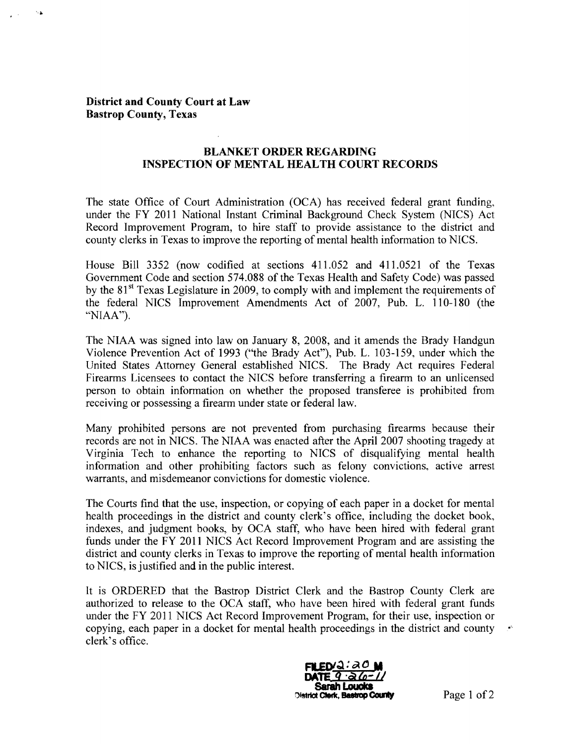**District and County Court at Law**
**Bastrop County, Texas**

**BLANKET ORDER REGARDING**
**INSPECTION OF MENTAL HEALTH COURT RECORDS**

The state Office of Court Administration (OCA) has received federal grant funding, under the FY 2011 National Instant Criminal Background Check System (NICS) Act Record Improvement Program, to hire staff to provide assistance to the district and county clerks in Texas to improve the reporting of mental health information to NICS.

House Bill 3352 (now codified at sections 411.052 and 411.0521 of the Texas Government Code and section 574.088 of the Texas Health and Safety Code) was passed by the 81st Texas Legislature in 2009, to comply with and implement the requirements of the federal NICS Improvement Amendments Act of 2007, Pub. L. 110-180 (the "NIAA").

The NIAA was signed into law on January 8, 2008, and it amends the Brady Handgun Violence Prevention Act of 1993 ("the Brady Act"), Pub. L. 103-159, under which the United States Attorney General established NICS. The Brady Act requires Federal Firearms Licensees to contact the NICS before transferring a firearm to an unlicensed person to obtain information on whether the proposed transferee is prohibited from receiving or possessing a firearm under state or federal law.

Many prohibited persons are not prevented from purchasing firearms because their records are not in NICS. The NIAA was enacted after the April 2007 shooting tragedy at Virginia Tech to enhance the reporting to NICS of disqualifying mental health information and other prohibiting factors such as felony convictions, active arrest warrants, and misdemeanor convictions for domestic violence.

The Courts find that the use, inspection, or copying of each paper in a docket for mental health proceedings in the district and county clerk's office, including the docket book, indexes, and judgment books, by OCA staff, who have been hired with federal grant funds under the FY 2011 NICS Act Record Improvement Program and are assisting the district and county clerks in Texas to improve the reporting of mental health information to NICS, is justified and in the public interest.

It is ORDERED that the Bastrop District Clerk and the Bastrop County Clerk are authorized to release to the OCA staff, who have been hired with federal grant funds under the FY 2011 NICS Act Record Improvement Program, for their use, inspection or copying, each paper in a docket for mental health proceedings in the district and county clerk's office.

FILED 2:20 M
DATE 9-26-11
Sarah Loucks
District Clerk, Bastrop County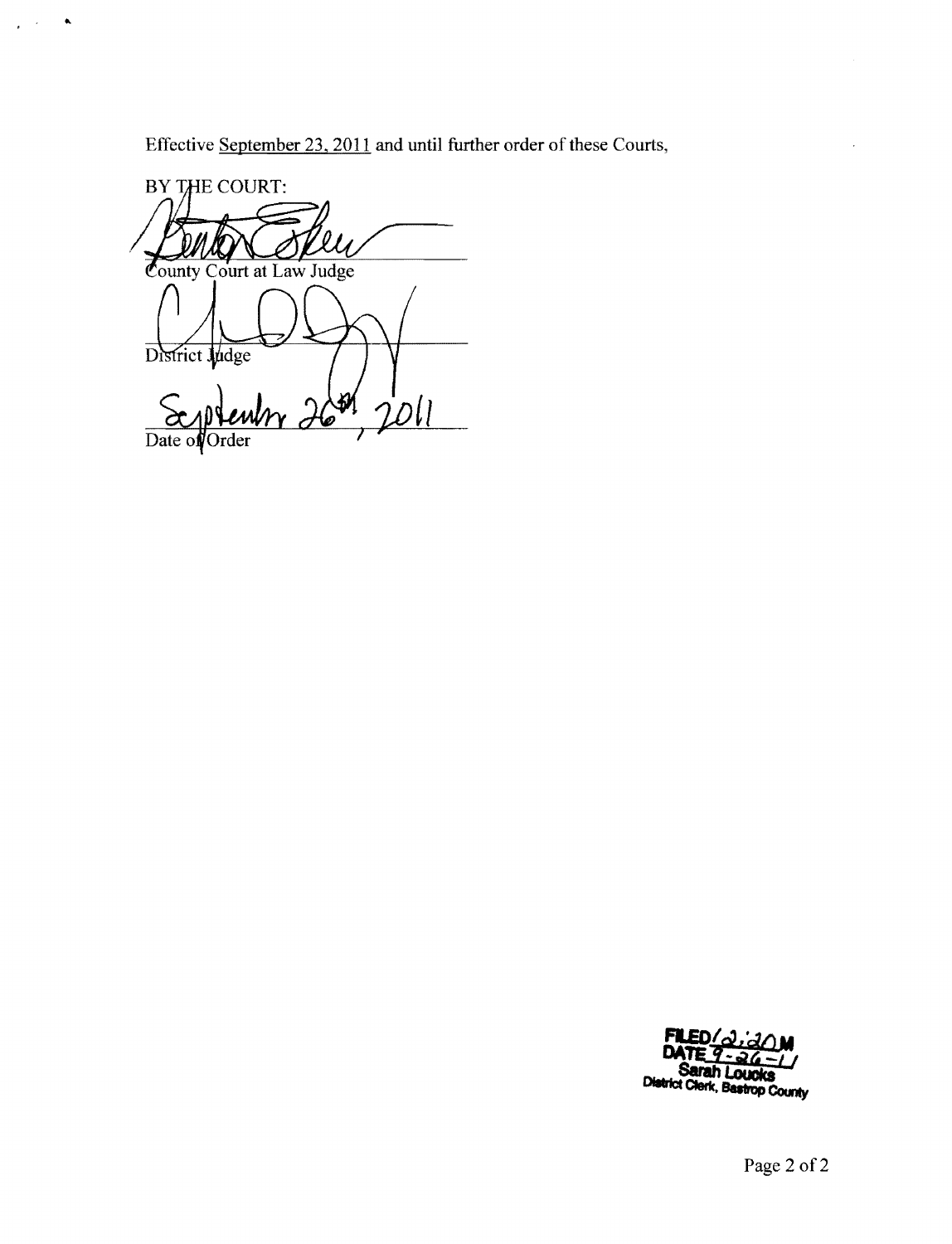Effective September 23, 2011 and until further order of these Courts,

BY THE COURT:

County Court at Law Judge

District Judge

September 26th, 2011

Date of Order

FILED 2:20 M
DATE 9-26-11
Sarah Loucks
District Clerk, Bastrop County